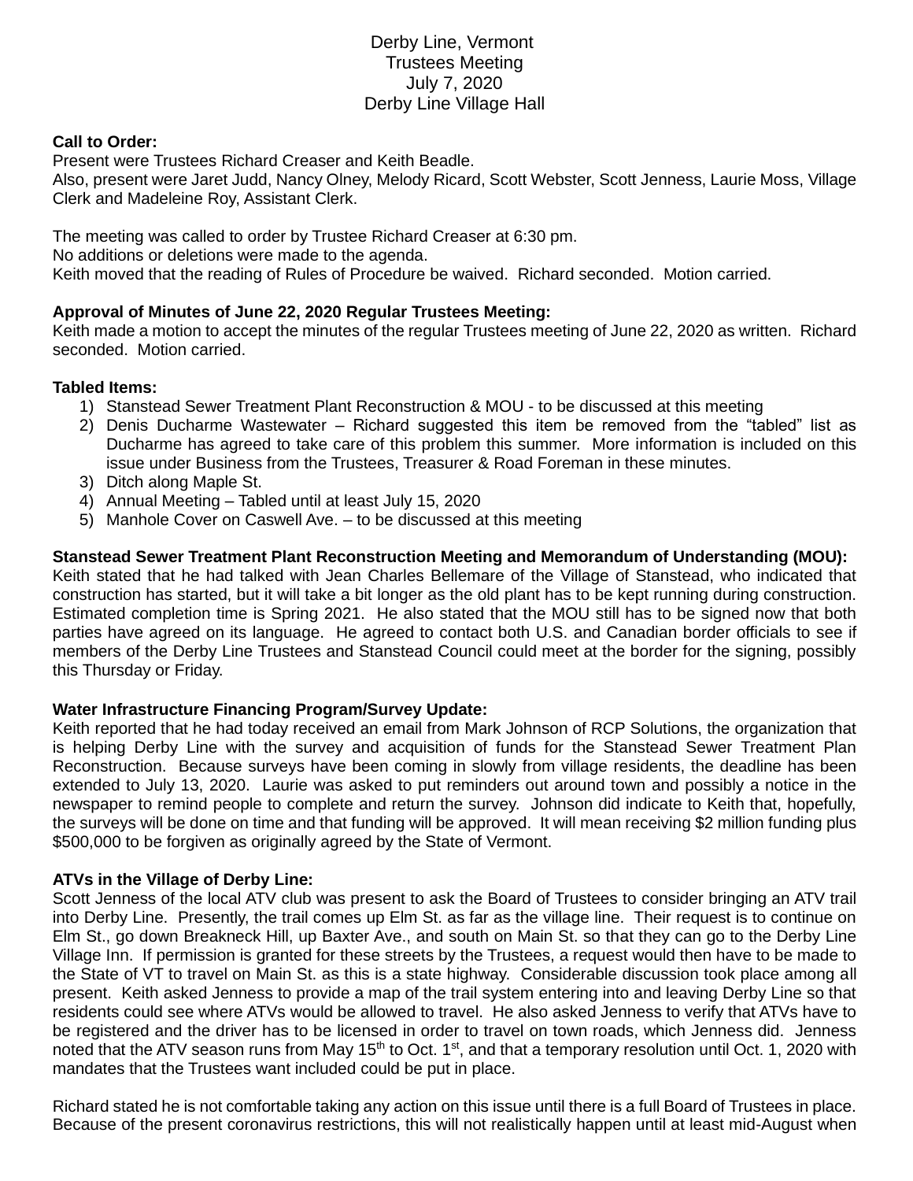Derby Line, Vermont
Trustees Meeting
July 7, 2020
Derby Line Village Hall

**Call to Order:**
Present were Trustees Richard Creaser and Keith Beadle.
Also, present were Jaret Judd, Nancy Olney, Melody Ricard, Scott Webster, Scott Jenness, Laurie Moss, Village Clerk and Madeleine Roy, Assistant Clerk.

The meeting was called to order by Trustee Richard Creaser at 6:30 pm.
No additions or deletions were made to the agenda.
Keith moved that the reading of Rules of Procedure be waived. Richard seconded. Motion carried.

**Approval of Minutes of June 22, 2020 Regular Trustees Meeting:**
Keith made a motion to accept the minutes of the regular Trustees meeting of June 22, 2020 as written. Richard seconded. Motion carried.

**Tabled Items:**

1) Stanstead Sewer Treatment Plant Reconstruction & MOU - to be discussed at this meeting
2) Denis Ducharme Wastewater – Richard suggested this item be removed from the "tabled" list as Ducharme has agreed to take care of this problem this summer. More information is included on this issue under Business from the Trustees, Treasurer & Road Foreman in these minutes.
3) Ditch along Maple St.
4) Annual Meeting – Tabled until at least July 15, 2020
5) Manhole Cover on Caswell Ave. – to be discussed at this meeting

**Stanstead Sewer Treatment Plant Reconstruction Meeting and Memorandum of Understanding (MOU):**
Keith stated that he had talked with Jean Charles Bellemare of the Village of Stanstead, who indicated that construction has started, but it will take a bit longer as the old plant has to be kept running during construction. Estimated completion time is Spring 2021. He also stated that the MOU still has to be signed now that both parties have agreed on its language. He agreed to contact both U.S. and Canadian border officials to see if members of the Derby Line Trustees and Stanstead Council could meet at the border for the signing, possibly this Thursday or Friday.

**Water Infrastructure Financing Program/Survey Update:**
Keith reported that he had today received an email from Mark Johnson of RCP Solutions, the organization that is helping Derby Line with the survey and acquisition of funds for the Stanstead Sewer Treatment Plan Reconstruction. Because surveys have been coming in slowly from village residents, the deadline has been extended to July 13, 2020. Laurie was asked to put reminders out around town and possibly a notice in the newspaper to remind people to complete and return the survey. Johnson did indicate to Keith that, hopefully, the surveys will be done on time and that funding will be approved. It will mean receiving $2 million funding plus $500,000 to be forgiven as originally agreed by the State of Vermont.

**ATVs in the Village of Derby Line:**
Scott Jenness of the local ATV club was present to ask the Board of Trustees to consider bringing an ATV trail into Derby Line. Presently, the trail comes up Elm St. as far as the village line. Their request is to continue on Elm St., go down Breakneck Hill, up Baxter Ave., and south on Main St. so that they can go to the Derby Line Village Inn. If permission is granted for these streets by the Trustees, a request would then have to be made to the State of VT to travel on Main St. as this is a state highway. Considerable discussion took place among all present. Keith asked Jenness to provide a map of the trail system entering into and leaving Derby Line so that residents could see where ATVs would be allowed to travel. He also asked Jenness to verify that ATVs have to be registered and the driver has to be licensed in order to travel on town roads, which Jenness did. Jenness noted that the ATV season runs from May 15th to Oct. 1st, and that a temporary resolution until Oct. 1, 2020 with mandates that the Trustees want included could be put in place.

Richard stated he is not comfortable taking any action on this issue until there is a full Board of Trustees in place. Because of the present coronavirus restrictions, this will not realistically happen until at least mid-August when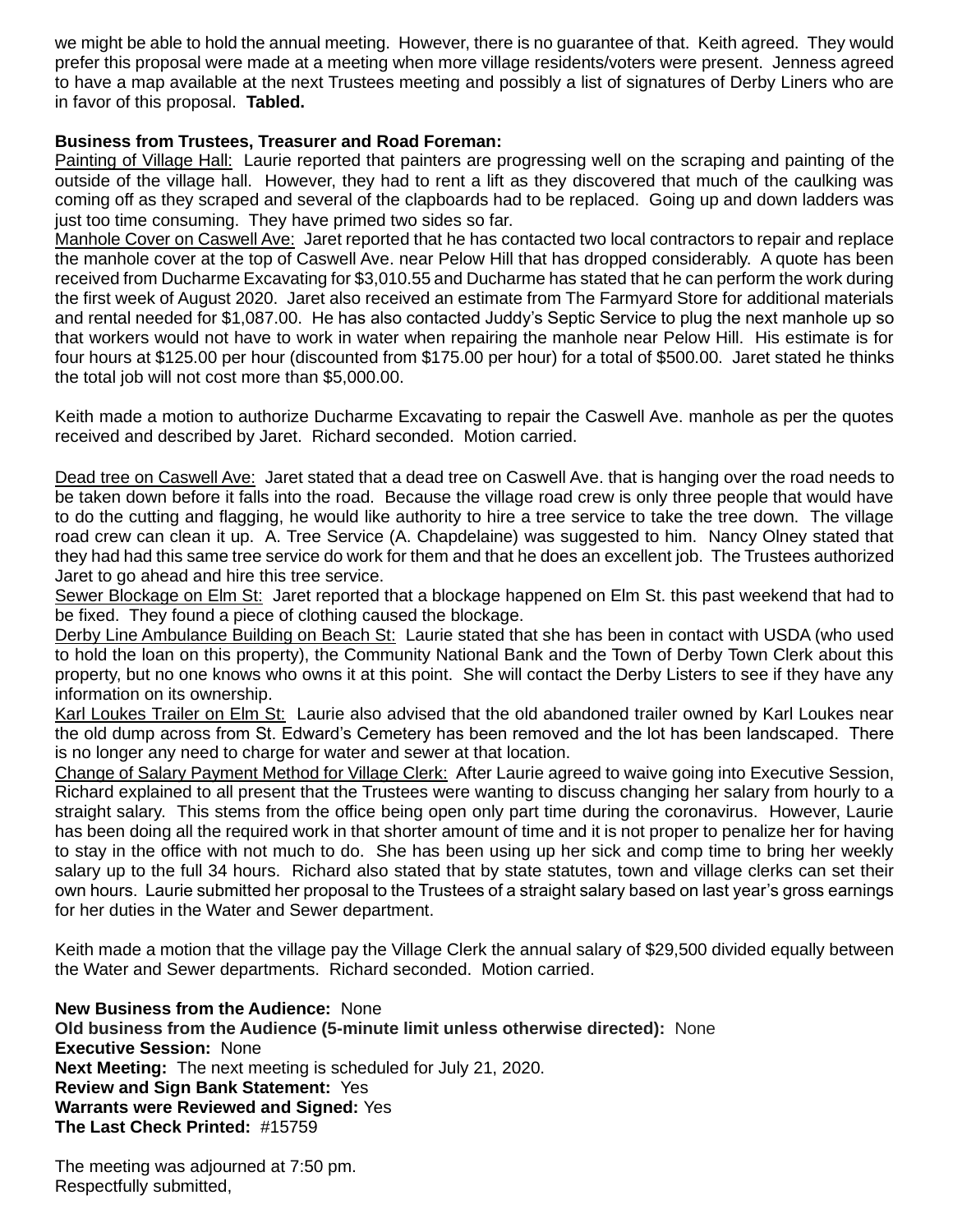we might be able to hold the annual meeting. However, there is no guarantee of that. Keith agreed. They would prefer this proposal were made at a meeting when more village residents/voters were present. Jenness agreed to have a map available at the next Trustees meeting and possibly a list of signatures of Derby Liners who are in favor of this proposal. **Tabled.**

**Business from Trustees, Treasurer and Road Foreman:**

Painting of Village Hall: Laurie reported that painters are progressing well on the scraping and painting of the outside of the village hall. However, they had to rent a lift as they discovered that much of the caulking was coming off as they scraped and several of the clapboards had to be replaced. Going up and down ladders was just too time consuming. They have primed two sides so far.

Manhole Cover on Caswell Ave: Jaret reported that he has contacted two local contractors to repair and replace the manhole cover at the top of Caswell Ave. near Pelow Hill that has dropped considerably. A quote has been received from Ducharme Excavating for $3,010.55 and Ducharme has stated that he can perform the work during the first week of August 2020. Jaret also received an estimate from The Farmyard Store for additional materials and rental needed for $1,087.00. He has also contacted Juddy's Septic Service to plug the next manhole up so that workers would not have to work in water when repairing the manhole near Pelow Hill. His estimate is for four hours at $125.00 per hour (discounted from $175.00 per hour) for a total of $500.00. Jaret stated he thinks the total job will not cost more than $5,000.00.

Keith made a motion to authorize Ducharme Excavating to repair the Caswell Ave. manhole as per the quotes received and described by Jaret. Richard seconded. Motion carried.

Dead tree on Caswell Ave: Jaret stated that a dead tree on Caswell Ave. that is hanging over the road needs to be taken down before it falls into the road. Because the village road crew is only three people that would have to do the cutting and flagging, he would like authority to hire a tree service to take the tree down. The village road crew can clean it up. A. Tree Service (A. Chapdelaine) was suggested to him. Nancy Olney stated that they had had this same tree service do work for them and that he does an excellent job. The Trustees authorized Jaret to go ahead and hire this tree service.

Sewer Blockage on Elm St: Jaret reported that a blockage happened on Elm St. this past weekend that had to be fixed. They found a piece of clothing caused the blockage.

Derby Line Ambulance Building on Beach St: Laurie stated that she has been in contact with USDA (who used to hold the loan on this property), the Community National Bank and the Town of Derby Town Clerk about this property, but no one knows who owns it at this point. She will contact the Derby Listers to see if they have any information on its ownership.

Karl Loukes Trailer on Elm St: Laurie also advised that the old abandoned trailer owned by Karl Loukes near the old dump across from St. Edward's Cemetery has been removed and the lot has been landscaped. There is no longer any need to charge for water and sewer at that location.

Change of Salary Payment Method for Village Clerk: After Laurie agreed to waive going into Executive Session, Richard explained to all present that the Trustees were wanting to discuss changing her salary from hourly to a straight salary. This stems from the office being open only part time during the coronavirus. However, Laurie has been doing all the required work in that shorter amount of time and it is not proper to penalize her for having to stay in the office with not much to do. She has been using up her sick and comp time to bring her weekly salary up to the full 34 hours. Richard also stated that by state statutes, town and village clerks can set their own hours. Laurie submitted her proposal to the Trustees of a straight salary based on last year's gross earnings for her duties in the Water and Sewer department.

Keith made a motion that the village pay the Village Clerk the annual salary of $29,500 divided equally between the Water and Sewer departments. Richard seconded. Motion carried.

**New Business from the Audience:** None
**Old business from the Audience (5-minute limit unless otherwise directed):** None
**Executive Session:** None
**Next Meeting:** The next meeting is scheduled for July 21, 2020.
**Review and Sign Bank Statement:** Yes
**Warrants were Reviewed and Signed:** Yes
**The Last Check Printed:** #15759

The meeting was adjourned at 7:50 pm.
Respectfully submitted,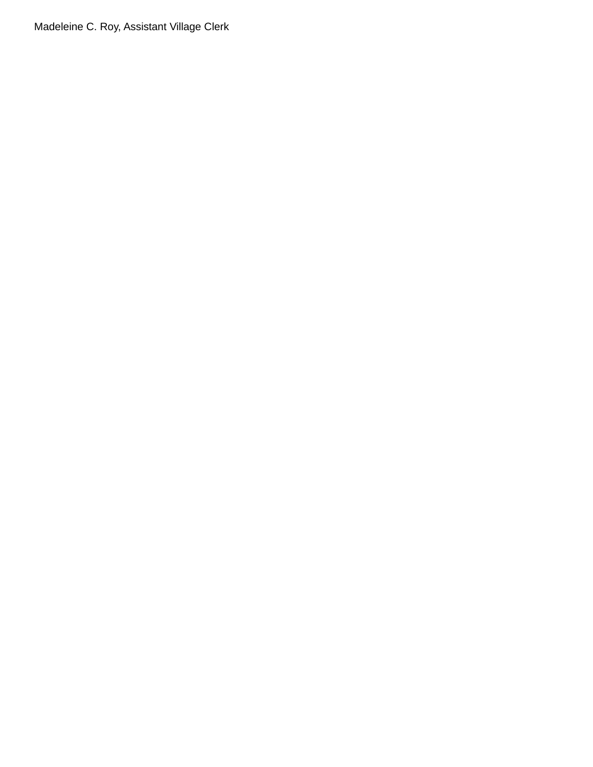Madeleine C. Roy, Assistant Village Clerk